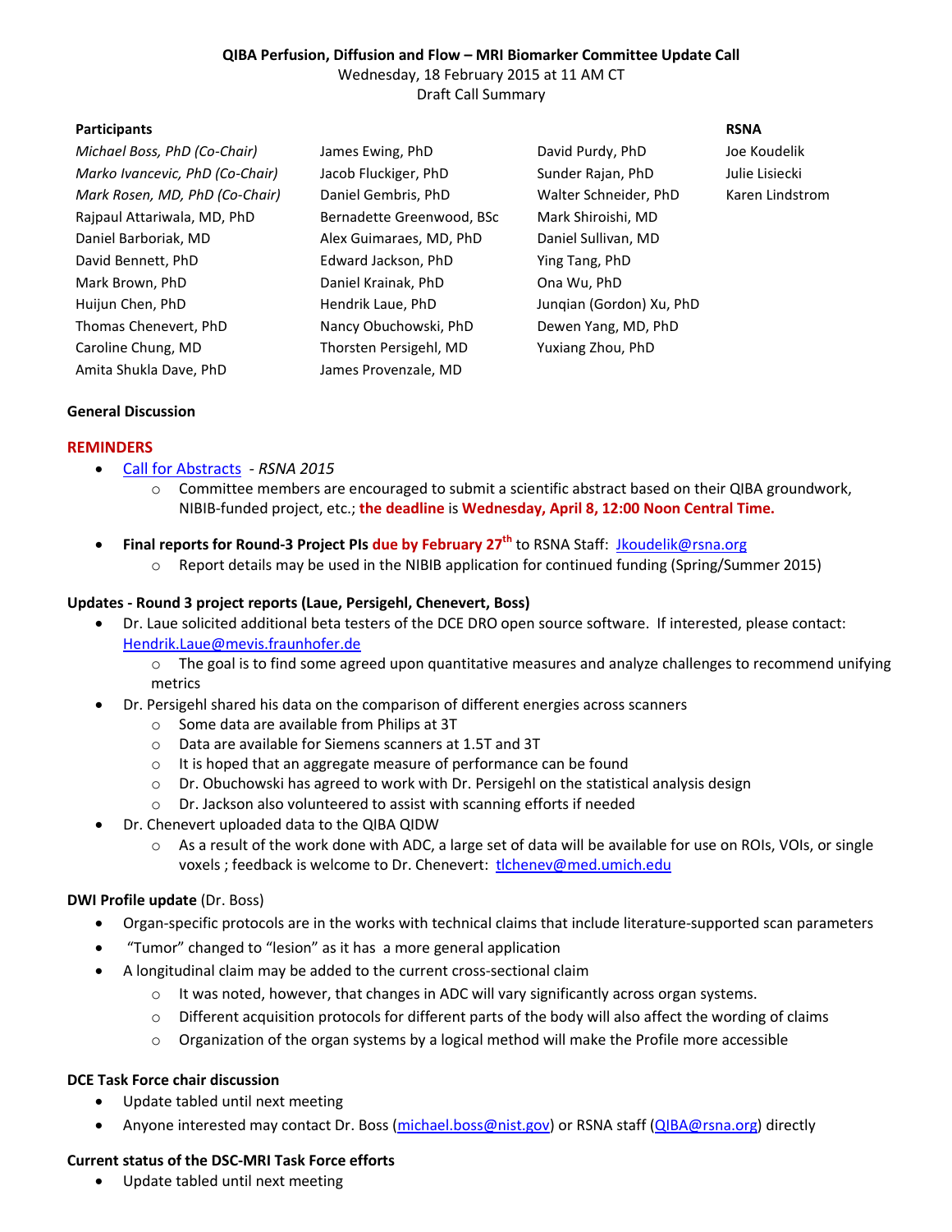**QIBA Perfusion, Diffusion and Flow – MRI Biomarker Committee Update Call**

Wednesday, 18 February 2015 at 11 AM CT

Draft Call Summary

| Participants | | | RSNA |
|---|---|---|---|
| *Michael Boss, PhD (Co-Chair)* | James Ewing, PhD | David Purdy, PhD | Joe Koudelik |
| *Marko Ivancevic, PhD (Co-Chair)* | Jacob Fluckiger, PhD | Sunder Rajan, PhD | Julie Lisiecki |
| *Mark Rosen, MD, PhD (Co-Chair)* | Daniel Gembris, PhD | Walter Schneider, PhD | Karen Lindstrom |
| Rajpaul Attariwala, MD, PhD | Bernadette Greenwood, BSc | Mark Shiroishi, MD | |
| Daniel Barboriak, MD | Alex Guimaraes, MD, PhD | Daniel Sullivan, MD | |
| David Bennett, PhD | Edward Jackson, PhD | Ying Tang, PhD | |
| Mark Brown, PhD | Daniel Krainak, PhD | Ona Wu, PhD | |
| Huijun Chen, PhD | Hendrik Laue, PhD | Junqian (Gordon) Xu, PhD | |
| Thomas Chenevert, PhD | Nancy Obuchowski, PhD | Dewen Yang, MD, PhD | |
| Caroline Chung, MD | Thorsten Persigehl, MD | Yuxiang Zhou, PhD | |
| Amita Shukla Dave, PhD | James Provenzale, MD | | |

**General Discussion**

**REMINDERS**

- Call for Abstracts - *RSNA 2015*
  - Committee members are encouraged to submit a scientific abstract based on their QIBA groundwork, NIBIB-funded project, etc.; **the deadline** is **Wednesday, April 8, 12:00 Noon Central Time.**
- **Final reports for Round-3 Project PIs due by February 27th** to RSNA Staff: Jkoudelik@rsna.org
  - Report details may be used in the NIBIB application for continued funding (Spring/Summer 2015)

**Updates - Round 3 project reports (Laue, Persigehl, Chenevert, Boss)**

- Dr. Laue solicited additional beta testers of the DCE DRO open source software. If interested, please contact: Hendrik.Laue@mevis.fraunhofer.de
  - The goal is to find some agreed upon quantitative measures and analyze challenges to recommend unifying metrics
- Dr. Persigehl shared his data on the comparison of different energies across scanners
  - Some data are available from Philips at 3T
  - Data are available for Siemens scanners at 1.5T and 3T
  - It is hoped that an aggregate measure of performance can be found
  - Dr. Obuchowski has agreed to work with Dr. Persigehl on the statistical analysis design
  - Dr. Jackson also volunteered to assist with scanning efforts if needed
- Dr. Chenevert uploaded data to the QIBA QIDW
  - As a result of the work done with ADC, a large set of data will be available for use on ROIs, VOIs, or single voxels ; feedback is welcome to Dr. Chenevert: tlchenev@med.umich.edu

**DWI Profile update** (Dr. Boss)

- Organ-specific protocols are in the works with technical claims that include literature-supported scan parameters
- "Tumor" changed to "lesion" as it has a more general application
- A longitudinal claim may be added to the current cross-sectional claim
  - It was noted, however, that changes in ADC will vary significantly across organ systems.
  - Different acquisition protocols for different parts of the body will also affect the wording of claims
  - Organization of the organ systems by a logical method will make the Profile more accessible

**DCE Task Force chair discussion**

- Update tabled until next meeting
- Anyone interested may contact Dr. Boss (michael.boss@nist.gov) or RSNA staff (QIBA@rsna.org) directly

**Current status of the DSC-MRI Task Force efforts**

- Update tabled until next meeting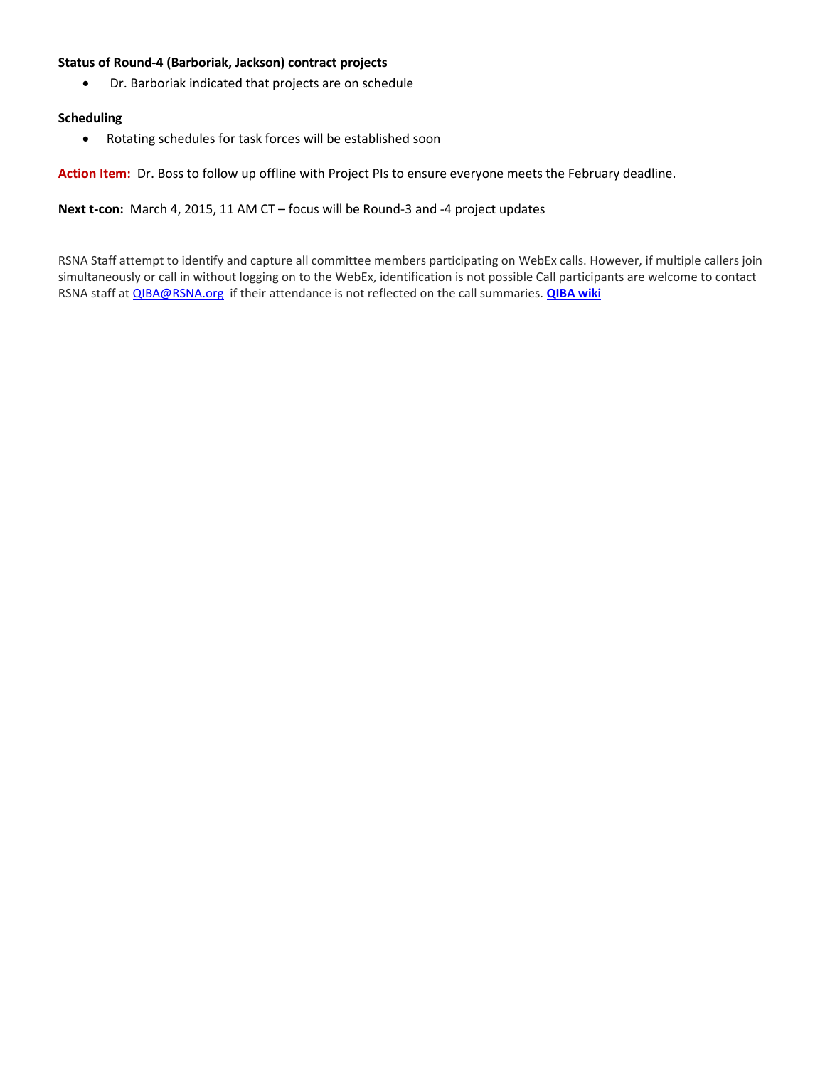**Status of Round-4 (Barboriak, Jackson) contract projects**

- Dr. Barboriak indicated that projects are on schedule

**Scheduling**

- Rotating schedules for task forces will be established soon

**Action Item:** Dr. Boss to follow up offline with Project PIs to ensure everyone meets the February deadline.

**Next t-con:** March 4, 2015, 11 AM CT – focus will be Round-3 and -4 project updates

RSNA Staff attempt to identify and capture all committee members participating on WebEx calls. However, if multiple callers join simultaneously or call in without logging on to the WebEx, identification is not possible Call participants are welcome to contact RSNA staff at QIBA@RSNA.org if their attendance is not reflected on the call summaries. **QIBA wiki**